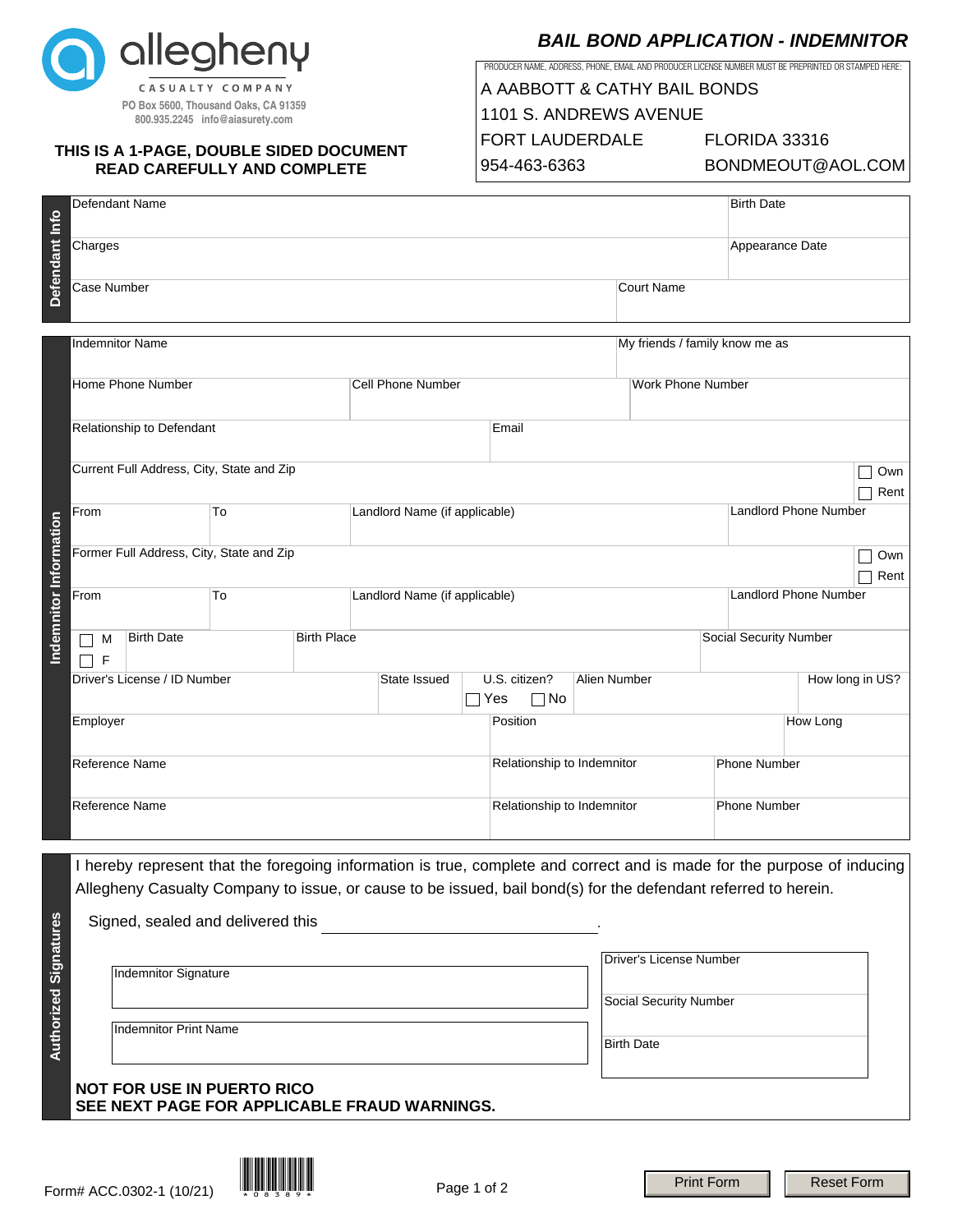# allegheny

CASUALTY COMPANY

PO Box 5600, Thousand Oaks, CA 91359
800.935.2245 info@aiasurety.com

**THIS IS A 1-PAGE, DOUBLE SIDED DOCUMENT**
**READ CAREFULLY AND COMPLETE**

## *BAIL BOND APPLICATION - INDEMNITOR*

PRODUCER NAME, ADDRESS, PHONE, EMAIL AND PRODUCER LICENSE NUMBER MUST BE PREPRINTED OR STAMPED HERE:

A AABBOTT & CATHY BAIL BONDS
1101 S. ANDREWS AVENUE
FORT LAUDERDALE FLORIDA 33316
954-463-6363 BONDMEOUT@AOL.COM

**Defendant Info**

| Defendant Name | | Birth Date |
|---|---|---|
| Charges | | Appearance Date |
| Case Number | Court Name | |

**Indemnitor Information**

| Indemnitor Name | | | My friends / family know me as |
|---|---|---|---|
| Home Phone Number | Cell Phone Number | | Work Phone Number |
| Relationship to Defendant | | Email | |
| Current Full Address, City, State and Zip | | | ☐ Own ☐ Rent |
| From | To | Landlord Name (if applicable) | Landlord Phone Number |
| Former Full Address, City, State and Zip | | | ☐ Own ☐ Rent |
| From | To | Landlord Name (if applicable) | Landlord Phone Number |
| ☐ M ☐ F Birth Date | Birth Place | | Social Security Number |
| Driver's License / ID Number | State Issued | U.S. citizen? ☐ Yes ☐ No / Alien Number | How long in US? |
| Employer | | Position | How Long |
| Reference Name | | Relationship to Indemnitor | Phone Number |
| Reference Name | | Relationship to Indemnitor | Phone Number |

**Authorized Signatures**

I hereby represent that the foregoing information is true, complete and correct and is made for the purpose of inducing Allegheny Casualty Company to issue, or cause to be issued, bail bond(s) for the defendant referred to herein.

Signed, sealed and delivered this ______________________.

| Indemnitor Signature | Driver's License Number |
|---|---|
| | Social Security Number |
| Indemnitor Print Name | Birth Date |

**NOT FOR USE IN PUERTO RICO**
**SEE NEXT PAGE FOR APPLICABLE FRAUD WARNINGS.**

Form# ACC.0302-1 (10/21)

Print Form Reset Form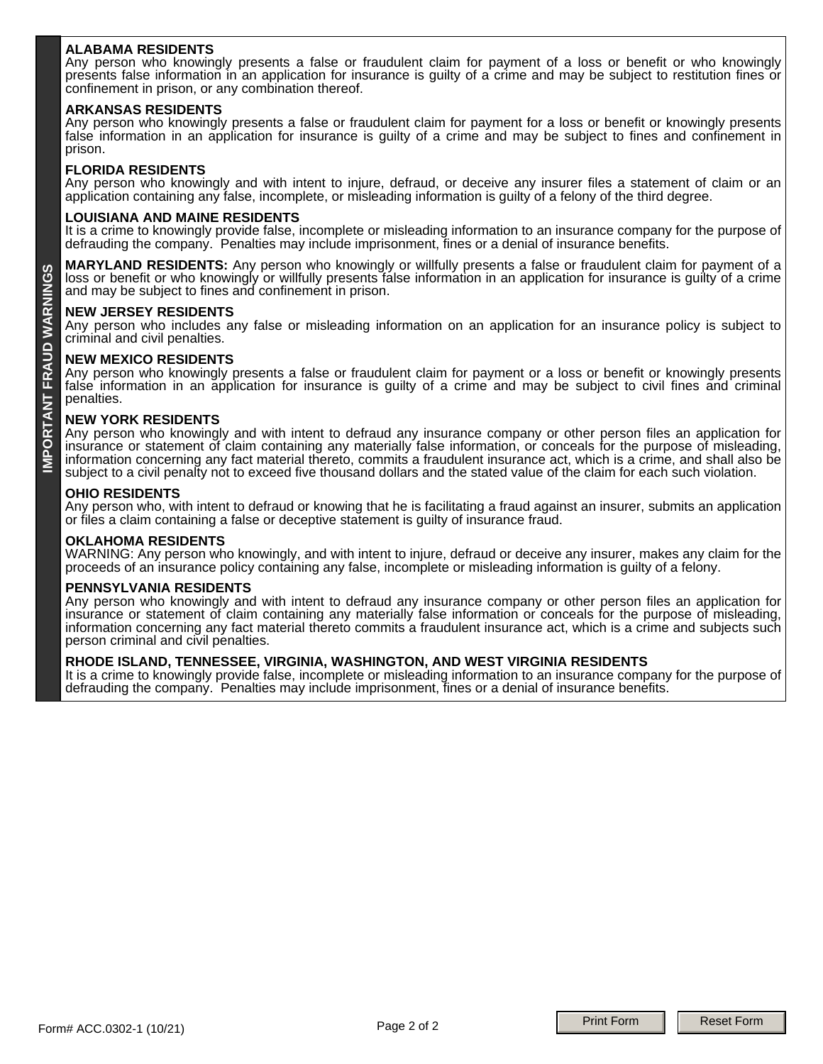## IMPORTANT FRAUD WARNINGS

**ALABAMA RESIDENTS**
Any person who knowingly presents a false or fraudulent claim for payment of a loss or benefit or who knowingly presents false information in an application for insurance is guilty of a crime and may be subject to restitution fines or confinement in prison, or any combination thereof.

**ARKANSAS RESIDENTS**
Any person who knowingly presents a false or fraudulent claim for payment for a loss or benefit or knowingly presents false information in an application for insurance is guilty of a crime and may be subject to fines and confinement in prison.

**FLORIDA RESIDENTS**
Any person who knowingly and with intent to injure, defraud, or deceive any insurer files a statement of claim or an application containing any false, incomplete, or misleading information is guilty of a felony of the third degree.

**LOUISIANA AND MAINE RESIDENTS**
It is a crime to knowingly provide false, incomplete or misleading information to an insurance company for the purpose of defrauding the company. Penalties may include imprisonment, fines or a denial of insurance benefits.

**MARYLAND RESIDENTS:** Any person who knowingly or willfully presents a false or fraudulent claim for payment of a loss or benefit or who knowingly or willfully presents false information in an application for insurance is guilty of a crime and may be subject to fines and confinement in prison.

**NEW JERSEY RESIDENTS**
Any person who includes any false or misleading information on an application for an insurance policy is subject to criminal and civil penalties.

**NEW MEXICO RESIDENTS**
Any person who knowingly presents a false or fraudulent claim for payment or a loss or benefit or knowingly presents false information in an application for insurance is guilty of a crime and may be subject to civil fines and criminal penalties.

**NEW YORK RESIDENTS**
Any person who knowingly and with intent to defraud any insurance company or other person files an application for insurance or statement of claim containing any materially false information, or conceals for the purpose of misleading, information concerning any fact material thereto, commits a fraudulent insurance act, which is a crime, and shall also be subject to a civil penalty not to exceed five thousand dollars and the stated value of the claim for each such violation.

**OHIO RESIDENTS**
Any person who, with intent to defraud or knowing that he is facilitating a fraud against an insurer, submits an application or files a claim containing a false or deceptive statement is guilty of insurance fraud.

**OKLAHOMA RESIDENTS**
WARNING: Any person who knowingly, and with intent to injure, defraud or deceive any insurer, makes any claim for the proceeds of an insurance policy containing any false, incomplete or misleading information is guilty of a felony.

**PENNSYLVANIA RESIDENTS**
Any person who knowingly and with intent to defraud any insurance company or other person files an application for insurance or statement of claim containing any materially false information or conceals for the purpose of misleading, information concerning any fact material thereto commits a fraudulent insurance act, which is a crime and subjects such person criminal and civil penalties.

**RHODE ISLAND, TENNESSEE, VIRGINIA, WASHINGTON, AND WEST VIRGINIA RESIDENTS**
It is a crime to knowingly provide false, incomplete or misleading information to an insurance company for the purpose of defrauding the company. Penalties may include imprisonment, fines or a denial of insurance benefits.

Form# ACC.0302-1 (10/21)

Print Form | Reset Form